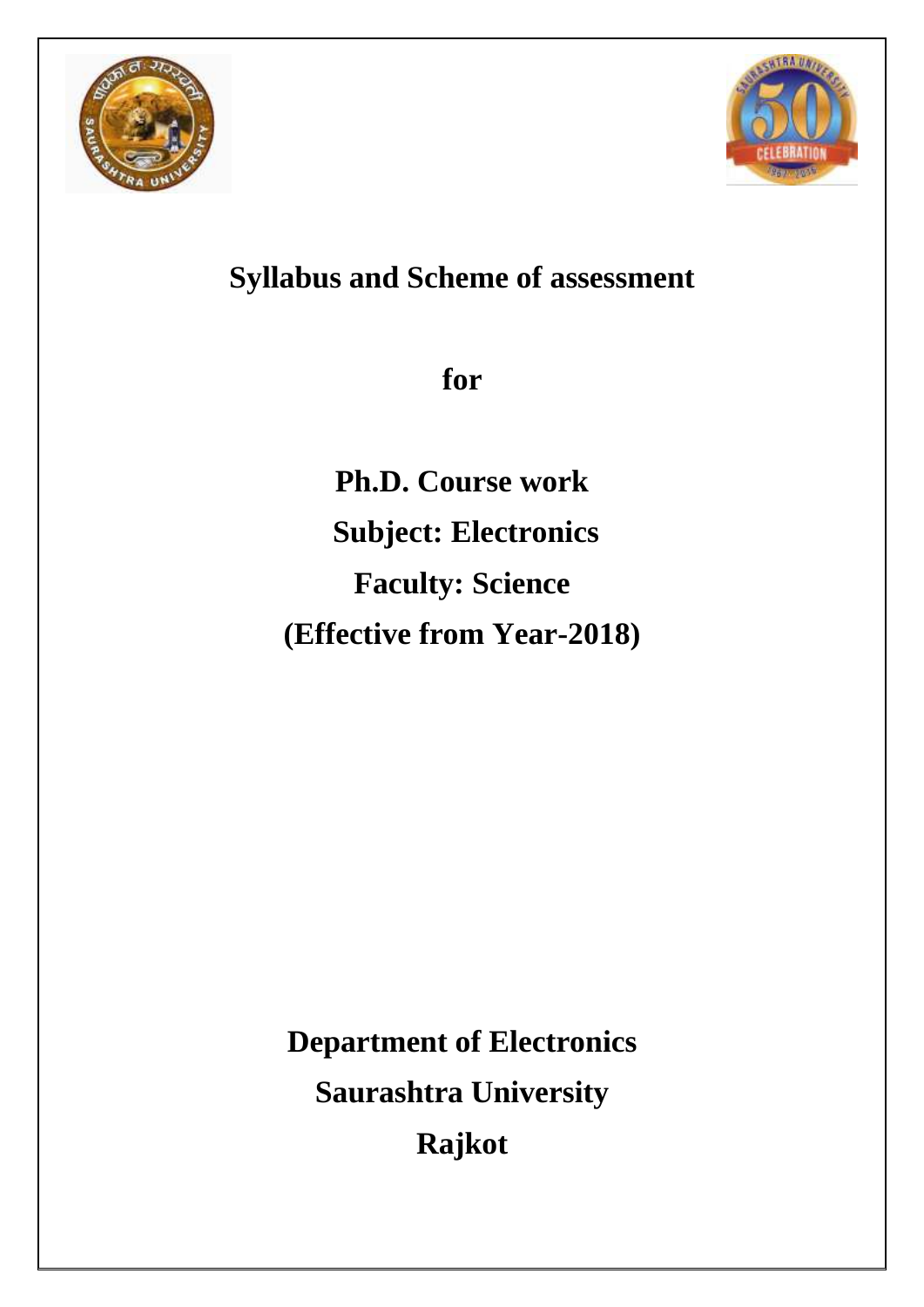# Syllabus and Scheme of assessment

## for

## Ph.D. Course work

## Subject: Electronics

## Faculty: Science

## (Effective from Year-2018)

**Department of Electronics**

**Saurashtra University**

**Rajkot**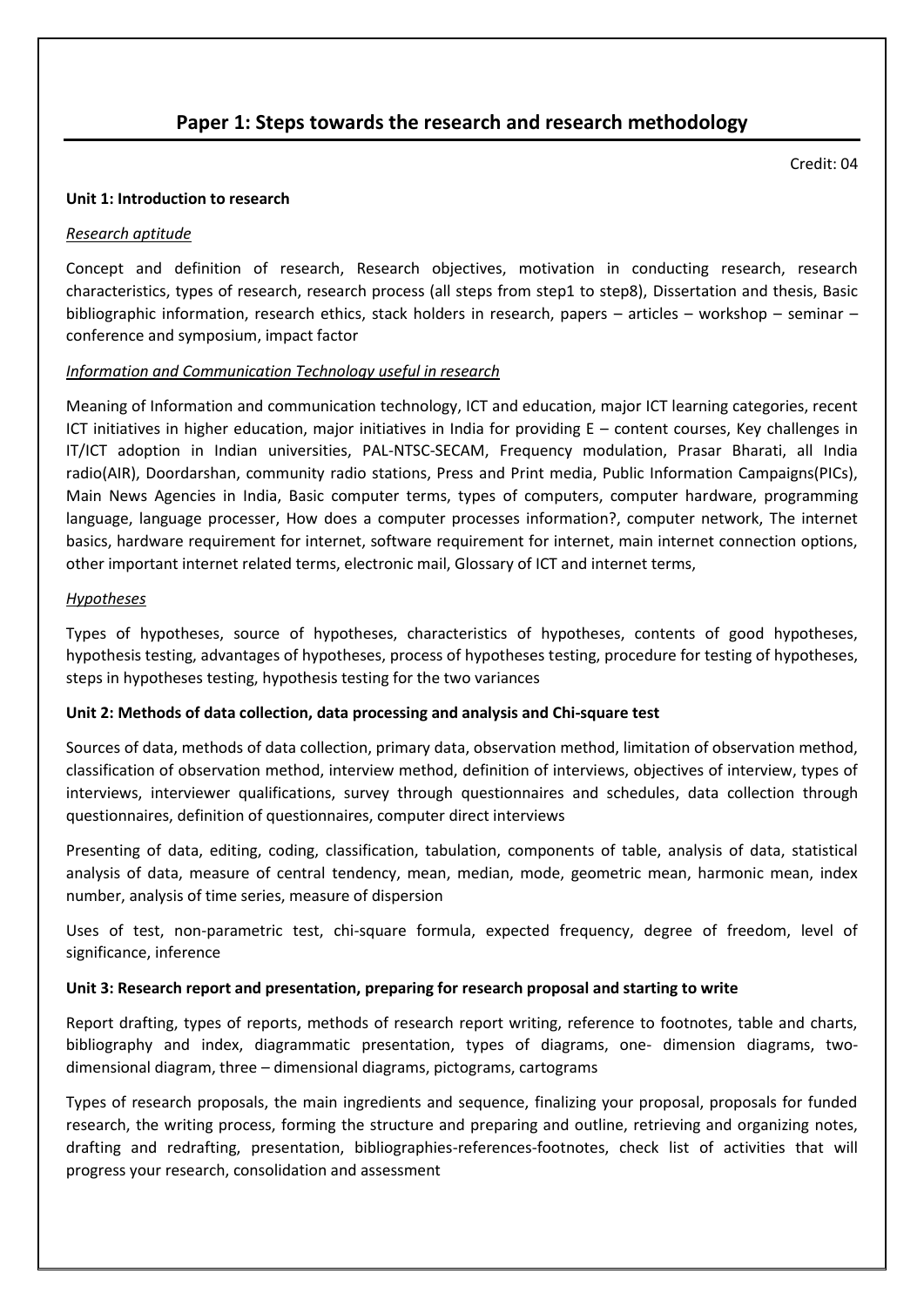## Paper 1: Steps towards the research and research methodology

Credit: 04

**Unit 1: Introduction to research**

*Research aptitude*

Concept and definition of research, Research objectives, motivation in conducting research, research characteristics, types of research, research process (all steps from step1 to step8), Dissertation and thesis, Basic bibliographic information, research ethics, stack holders in research, papers – articles – workshop – seminar – conference and symposium, impact factor

*Information and Communication Technology useful in research*

Meaning of Information and communication technology, ICT and education, major ICT learning categories, recent ICT initiatives in higher education, major initiatives in India for providing E – content courses, Key challenges in IT/ICT adoption in Indian universities, PAL-NTSC-SECAM, Frequency modulation, Prasar Bharati, all India radio(AIR), Doordarshan, community radio stations, Press and Print media, Public Information Campaigns(PICs), Main News Agencies in India, Basic computer terms, types of computers, computer hardware, programming language, language processer, How does a computer processes information?, computer network, The internet basics, hardware requirement for internet, software requirement for internet, main internet connection options, other important internet related terms, electronic mail, Glossary of ICT and internet terms,

*Hypotheses*

Types of hypotheses, source of hypotheses, characteristics of hypotheses, contents of good hypotheses, hypothesis testing, advantages of hypotheses, process of hypotheses testing, procedure for testing of hypotheses, steps in hypotheses testing, hypothesis testing for the two variances

**Unit 2: Methods of data collection, data processing and analysis and Chi-square test**

Sources of data, methods of data collection, primary data, observation method, limitation of observation method, classification of observation method, interview method, definition of interviews, objectives of interview, types of interviews, interviewer qualifications, survey through questionnaires and schedules, data collection through questionnaires, definition of questionnaires, computer direct interviews

Presenting of data, editing, coding, classification, tabulation, components of table, analysis of data, statistical analysis of data, measure of central tendency, mean, median, mode, geometric mean, harmonic mean, index number, analysis of time series, measure of dispersion

Uses of test, non-parametric test, chi-square formula, expected frequency, degree of freedom, level of significance, inference

**Unit 3: Research report and presentation, preparing for research proposal and starting to write**

Report drafting, types of reports, methods of research report writing, reference to footnotes, table and charts, bibliography and index, diagrammatic presentation, types of diagrams, one- dimension diagrams, two-dimensional diagram, three – dimensional diagrams, pictograms, cartograms

Types of research proposals, the main ingredients and sequence, finalizing your proposal, proposals for funded research, the writing process, forming the structure and preparing and outline, retrieving and organizing notes, drafting and redrafting, presentation, bibliographies-references-footnotes, check list of activities that will progress your research, consolidation and assessment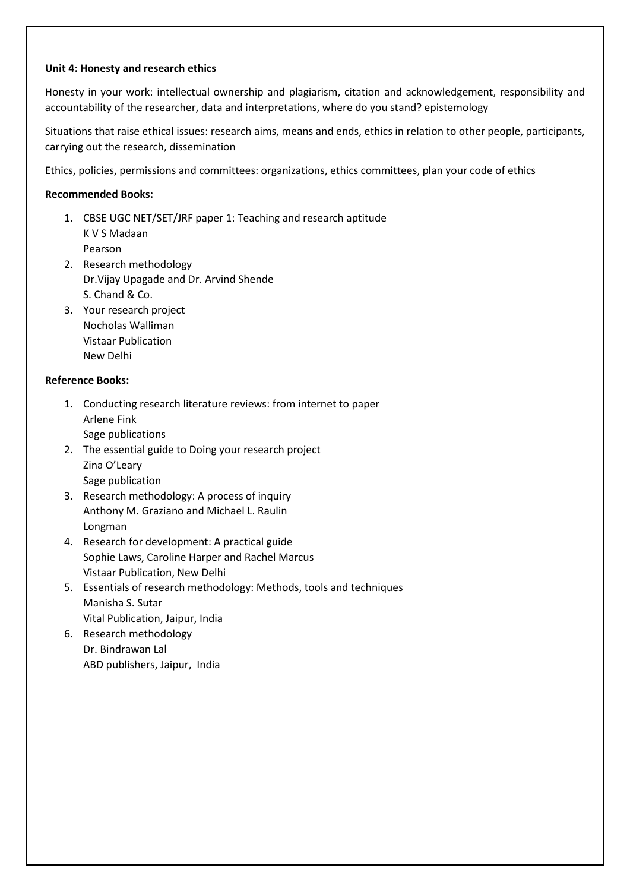**Unit 4: Honesty and research ethics**

Honesty in your work: intellectual ownership and plagiarism, citation and acknowledgement, responsibility and accountability of the researcher, data and interpretations, where do you stand? epistemology

Situations that raise ethical issues: research aims, means and ends, ethics in relation to other people, participants, carrying out the research, dissemination

Ethics, policies, permissions and committees: organizations, ethics committees, plan your code of ethics

**Recommended Books:**

1. CBSE UGC NET/SET/JRF paper 1: Teaching and research aptitude
   K V S Madaan
   Pearson
2. Research methodology
   Dr.Vijay Upagade and Dr. Arvind Shende
   S. Chand & Co.
3. Your research project
   Nocholas Walliman
   Vistaar Publication
   New Delhi

**Reference Books:**

1. Conducting research literature reviews: from internet to paper
   Arlene Fink
   Sage publications
2. The essential guide to Doing your research project
   Zina O'Leary
   Sage publication
3. Research methodology: A process of inquiry
   Anthony M. Graziano and Michael L. Raulin
   Longman
4. Research for development: A practical guide
   Sophie Laws, Caroline Harper and Rachel Marcus
   Vistaar Publication, New Delhi
5. Essentials of research methodology: Methods, tools and techniques
   Manisha S. Sutar
   Vital Publication, Jaipur, India
6. Research methodology
   Dr. Bindrawan Lal
   ABD publishers, Jaipur, India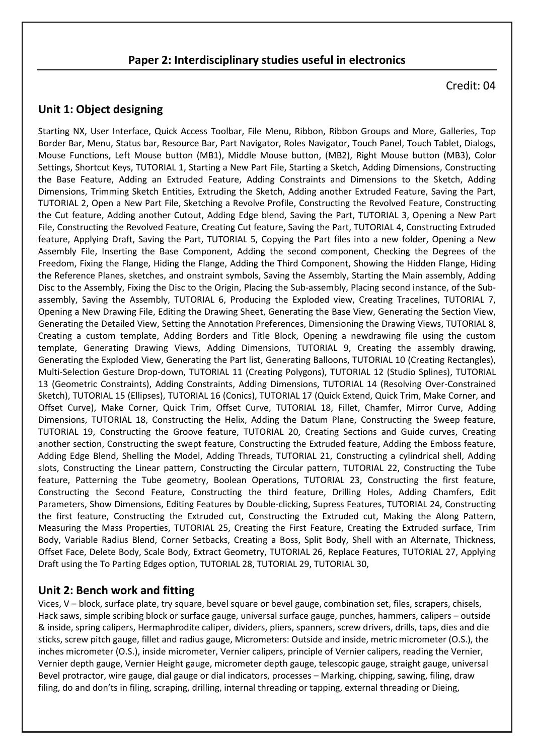## Paper 2: Interdisciplinary studies useful in electronics

Credit: 04

### Unit 1: Object designing

Starting NX, User Interface, Quick Access Toolbar, File Menu, Ribbon, Ribbon Groups and More, Galleries, Top Border Bar, Menu, Status bar, Resource Bar, Part Navigator, Roles Navigator, Touch Panel, Touch Tablet, Dialogs, Mouse Functions, Left Mouse button (MB1), Middle Mouse button, (MB2), Right Mouse button (MB3), Color Settings, Shortcut Keys, TUTORIAL 1, Starting a New Part File, Starting a Sketch, Adding Dimensions, Constructing the Base Feature, Adding an Extruded Feature, Adding Constraints and Dimensions to the Sketch, Adding Dimensions, Trimming Sketch Entities, Extruding the Sketch, Adding another Extruded Feature, Saving the Part, TUTORIAL 2, Open a New Part File, Sketching a Revolve Profile, Constructing the Revolved Feature, Constructing the Cut feature, Adding another Cutout, Adding Edge blend, Saving the Part, TUTORIAL 3, Opening a New Part File, Constructing the Revolved Feature, Creating Cut feature, Saving the Part, TUTORIAL 4, Constructing Extruded feature, Applying Draft, Saving the Part, TUTORIAL 5, Copying the Part files into a new folder, Opening a New Assembly File, Inserting the Base Component, Adding the second component, Checking the Degrees of the Freedom, Fixing the Flange, Hiding the Flange, Adding the Third Component, Showing the Hidden Flange, Hiding the Reference Planes, sketches, and onstraint symbols, Saving the Assembly, Starting the Main assembly, Adding Disc to the Assembly, Fixing the Disc to the Origin, Placing the Sub-assembly, Placing second instance, of the Sub-assembly, Saving the Assembly, TUTORIAL 6, Producing the Exploded view, Creating Tracelines, TUTORIAL 7, Opening a New Drawing File, Editing the Drawing Sheet, Generating the Base View, Generating the Section View, Generating the Detailed View, Setting the Annotation Preferences, Dimensioning the Drawing Views, TUTORIAL 8, Creating a custom template, Adding Borders and Title Block, Opening a newdrawing file using the custom template, Generating Drawing Views, Adding Dimensions, TUTORIAL 9, Creating the assembly drawing, Generating the Exploded View, Generating the Part list, Generating Balloons, TUTORIAL 10 (Creating Rectangles), Multi-Selection Gesture Drop-down, TUTORIAL 11 (Creating Polygons), TUTORIAL 12 (Studio Splines), TUTORIAL 13 (Geometric Constraints), Adding Constraints, Adding Dimensions, TUTORIAL 14 (Resolving Over-Constrained Sketch), TUTORIAL 15 (Ellipses), TUTORIAL 16 (Conics), TUTORIAL 17 (Quick Extend, Quick Trim, Make Corner, and Offset Curve), Make Corner, Quick Trim, Offset Curve, TUTORIAL 18, Fillet, Chamfer, Mirror Curve, Adding Dimensions, TUTORIAL 18, Constructing the Helix, Adding the Datum Plane, Constructing the Sweep feature, TUTORIAL 19, Constructing the Groove feature, TUTORIAL 20, Creating Sections and Guide curves, Creating another section, Constructing the swept feature, Constructing the Extruded feature, Adding the Emboss feature, Adding Edge Blend, Shelling the Model, Adding Threads, TUTORIAL 21, Constructing a cylindrical shell, Adding slots, Constructing the Linear pattern, Constructing the Circular pattern, TUTORIAL 22, Constructing the Tube feature, Patterning the Tube geometry, Boolean Operations, TUTORIAL 23, Constructing the first feature, Constructing the Second Feature, Constructing the third feature, Drilling Holes, Adding Chamfers, Edit Parameters, Show Dimensions, Editing Features by Double-clicking, Supress Features, TUTORIAL 24, Constructing the first feature, Constructing the Extruded cut, Constructing the Extruded cut, Making the Along Pattern, Measuring the Mass Properties, TUTORIAL 25, Creating the First Feature, Creating the Extruded surface, Trim Body, Variable Radius Blend, Corner Setbacks, Creating a Boss, Split Body, Shell with an Alternate, Thickness, Offset Face, Delete Body, Scale Body, Extract Geometry, TUTORIAL 26, Replace Features, TUTORIAL 27, Applying Draft using the To Parting Edges option, TUTORIAL 28, TUTORIAL 29, TUTORIAL 30,

### Unit 2: Bench work and fitting

Vices, V – block, surface plate, try square, bevel square or bevel gauge, combination set, files, scrapers, chisels, Hack saws, simple scribing block or surface gauge, universal surface gauge, punches, hammers, calipers – outside & inside, spring calipers, Hermaphrodite caliper, dividers, pliers, spanners, screw drivers, drills, taps, dies and die sticks, screw pitch gauge, fillet and radius gauge, Micrometers: Outside and inside, metric micrometer (O.S.), the inches micrometer (O.S.), inside micrometer, Vernier calipers, principle of Vernier calipers, reading the Vernier, Vernier depth gauge, Vernier Height gauge, micrometer depth gauge, telescopic gauge, straight gauge, universal Bevel protractor, wire gauge, dial gauge or dial indicators, processes – Marking, chipping, sawing, filing, draw filing, do and don'ts in filing, scraping, drilling, internal threading or tapping, external threading or Dieing,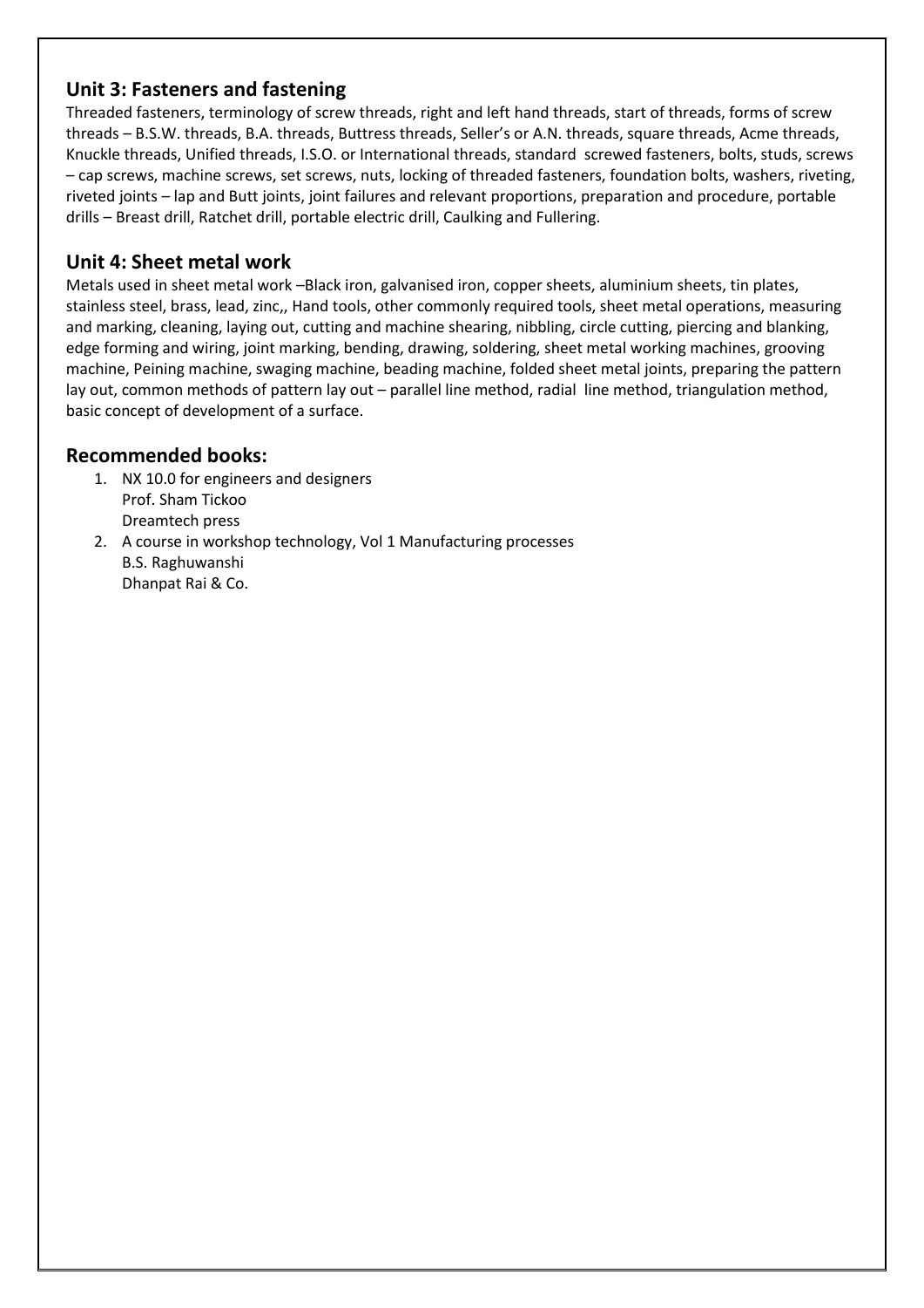## Unit 3: Fasteners and fastening

Threaded fasteners, terminology of screw threads, right and left hand threads, start of threads, forms of screw threads – B.S.W. threads, B.A. threads, Buttress threads, Seller's or A.N. threads, square threads, Acme threads, Knuckle threads, Unified threads, I.S.O. or International threads, standard screwed fasteners, bolts, studs, screws – cap screws, machine screws, set screws, nuts, locking of threaded fasteners, foundation bolts, washers, riveting, riveted joints – lap and Butt joints, joint failures and relevant proportions, preparation and procedure, portable drills – Breast drill, Ratchet drill, portable electric drill, Caulking and Fullering.

## Unit 4: Sheet metal work

Metals used in sheet metal work –Black iron, galvanised iron, copper sheets, aluminium sheets, tin plates, stainless steel, brass, lead, zinc,, Hand tools, other commonly required tools, sheet metal operations, measuring and marking, cleaning, laying out, cutting and machine shearing, nibbling, circle cutting, piercing and blanking, edge forming and wiring, joint marking, bending, drawing, soldering, sheet metal working machines, grooving machine, Peining machine, swaging machine, beading machine, folded sheet metal joints, preparing the pattern lay out, common methods of pattern lay out – parallel line method, radial line method, triangulation method, basic concept of development of a surface.

## Recommended books:

1. NX 10.0 for engineers and designers
   Prof. Sham Tickoo
   Dreamtech press
2. A course in workshop technology, Vol 1 Manufacturing processes
   B.S. Raghuwanshi
   Dhanpat Rai & Co.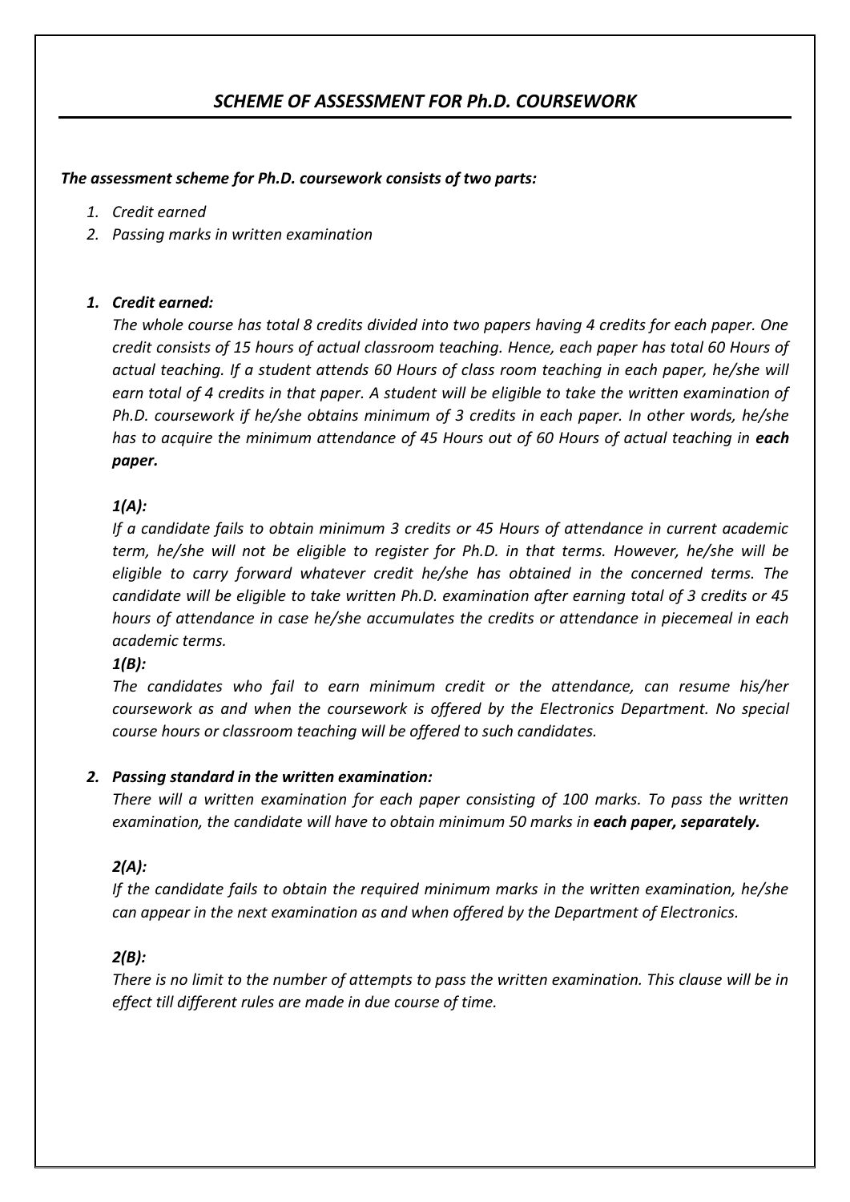## *SCHEME OF ASSESSMENT FOR Ph.D. COURSEWORK*

***The assessment scheme for Ph.D. coursework consists of two parts:***

1. *Credit earned*
2. *Passing marks in written examination*

1. ***Credit earned:***

   *The whole course has total 8 credits divided into two papers having 4 credits for each paper. One credit consists of 15 hours of actual classroom teaching. Hence, each paper has total 60 Hours of actual teaching. If a student attends 60 Hours of class room teaching in each paper, he/she will earn total of 4 credits in that paper. A student will be eligible to take the written examination of Ph.D. coursework if he/she obtains minimum of 3 credits in each paper. In other words, he/she has to acquire the minimum attendance of 45 Hours out of 60 Hours of actual teaching in **each paper.***

   ***1(A):***

   *If a candidate fails to obtain minimum 3 credits or 45 Hours of attendance in current academic term, he/she will not be eligible to register for Ph.D. in that terms. However, he/she will be eligible to carry forward whatever credit he/she has obtained in the concerned terms. The candidate will be eligible to take written Ph.D. examination after earning total of 3 credits or 45 hours of attendance in case he/she accumulates the credits or attendance in piecemeal in each academic terms.*

   ***1(B):***

   *The candidates who fail to earn minimum credit or the attendance, can resume his/her coursework as and when the coursework is offered by the Electronics Department. No special course hours or classroom teaching will be offered to such candidates.*

2. ***Passing standard in the written examination:***

   *There will a written examination for each paper consisting of 100 marks. To pass the written examination, the candidate will have to obtain minimum 50 marks in **each paper, separately.***

   ***2(A):***

   *If the candidate fails to obtain the required minimum marks in the written examination, he/she can appear in the next examination as and when offered by the Department of Electronics.*

   ***2(B):***

   *There is no limit to the number of attempts to pass the written examination. This clause will be in effect till different rules are made in due course of time.*